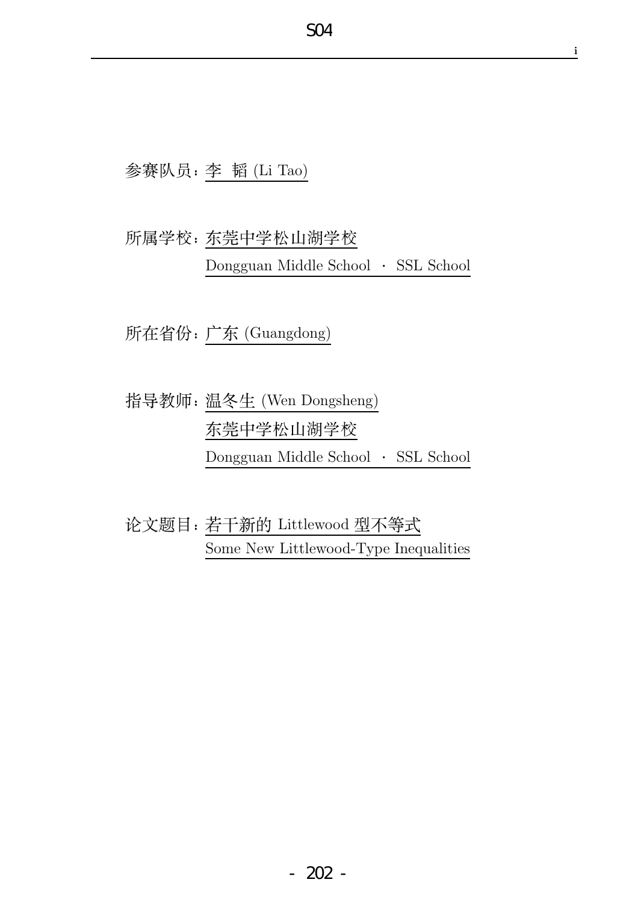参赛队员：李 韬 (Li Tao)

所属学校：东莞中学松山湖学校
Dongguan Middle School · SSL School

所在省份：广东 (Guangdong)

指导教师：温冬生 (Wen Dongsheng)
东莞中学松山湖学校
Dongguan Middle School · SSL School

论文题目：若干新的 Littlewood 型不等式
Some New Littlewood-Type Inequalities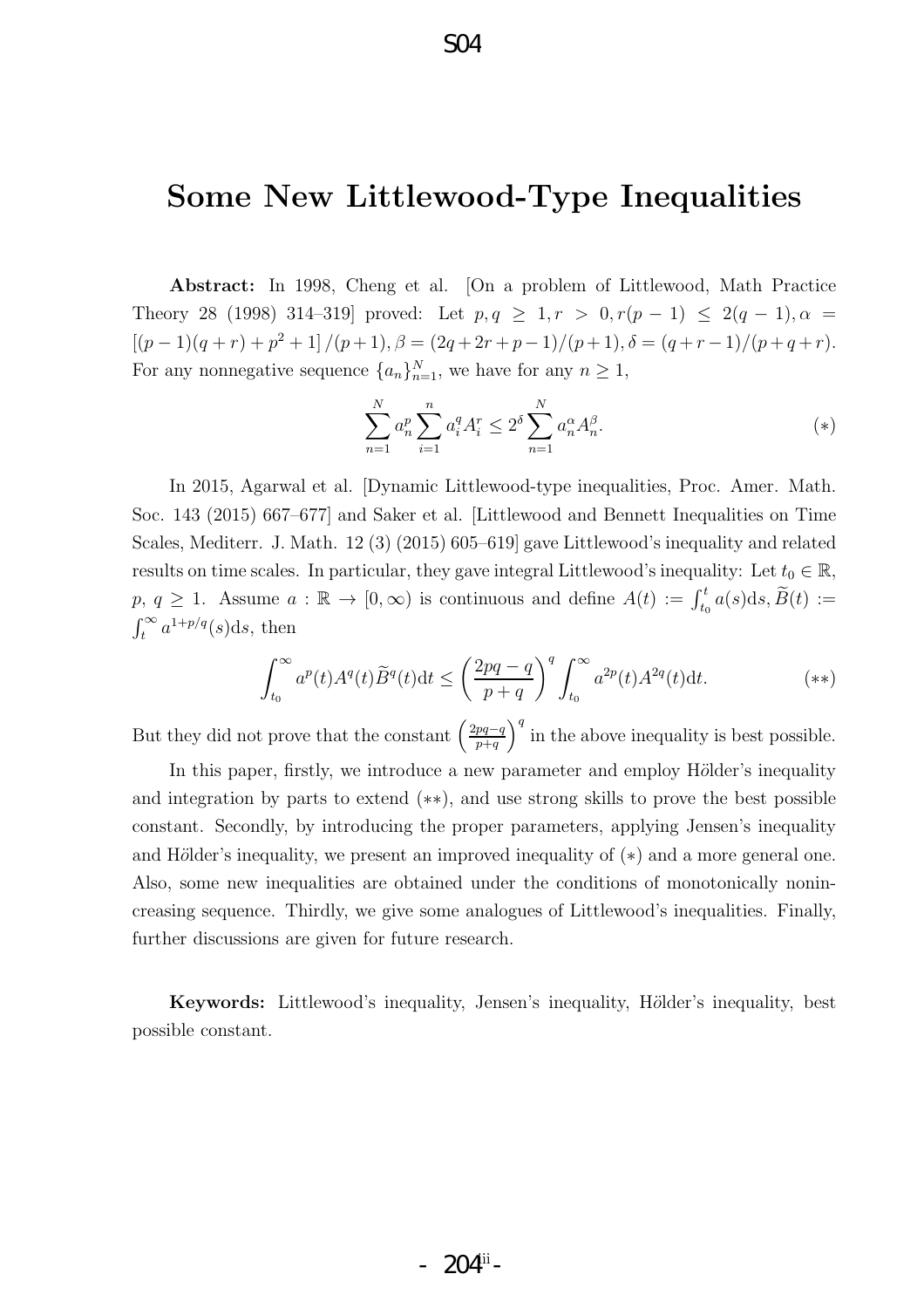// S04 header omitted

# Some New Littlewood-Type Inequalities

**Abstract:** In 1998, Cheng et al. [On a problem of Littlewood, Math Practice Theory 28 (1998) 314–319] proved: Let $p, q \geq 1, r > 0, r(p-1) \leq 2(q-1), \alpha = [(p-1)(q+r)+p^2+1]/(p+1), \beta = (2q+2r+p-1)/(p+1), \delta = (q+r-1)/(p+q+r)$. For any nonnegative sequence $\{a_n\}_{n=1}^N$, we have for any $n \geq 1$,

$$\sum_{n=1}^{N} a_n^p \sum_{i=1}^{n} a_i^q A_i^r \leq 2^\delta \sum_{n=1}^{N} a_n^\alpha A_n^\beta. \tag{$*$}$$

In 2015, Agarwal et al. [Dynamic Littlewood-type inequalities, Proc. Amer. Math. Soc. 143 (2015) 667–677] and Saker et al. [Littlewood and Bennett Inequalities on Time Scales, Mediterr. J. Math. 12 (3) (2015) 605–619] gave Littlewood's inequality and related results on time scales. In particular, they gave integral Littlewood's inequality: Let $t_0 \in \mathbb{R}$, $p,\ q \geq 1$. Assume $a : \mathbb{R} \to [0, \infty)$ is continuous and define $A(t) := \int_{t_0}^{t} a(s)\mathrm{d}s, \widetilde{B}(t) := \int_t^\infty a^{1+p/q}(s)\mathrm{d}s$, then

$$\int_{t_0}^{\infty} a^p(t)A^q(t)\widetilde{B}^q(t)\mathrm{d}t \leq \left(\frac{2pq-q}{p+q}\right)^q \int_{t_0}^{\infty} a^{2p}(t)A^{2q}(t)\mathrm{d}t. \tag{$**$}$$

But they did not prove that the constant $\left(\frac{2pq-q}{p+q}\right)^q$ in the above inequality is best possible.

In this paper, firstly, we introduce a new parameter and employ Hölder's inequality and integration by parts to extend $(**)$, and use strong skills to prove the best possible constant. Secondly, by introducing the proper parameters, applying Jensen's inequality and Hölder's inequality, we present an improved inequality of $(*)$ and a more general one. Also, some new inequalities are obtained under the conditions of monotonically nonincreasing sequence. Thirdly, we give some analogues of Littlewood's inequalities. Finally, further discussions are given for future research.

**Keywords:** Littlewood's inequality, Jensen's inequality, Hölder's inequality, best possible constant.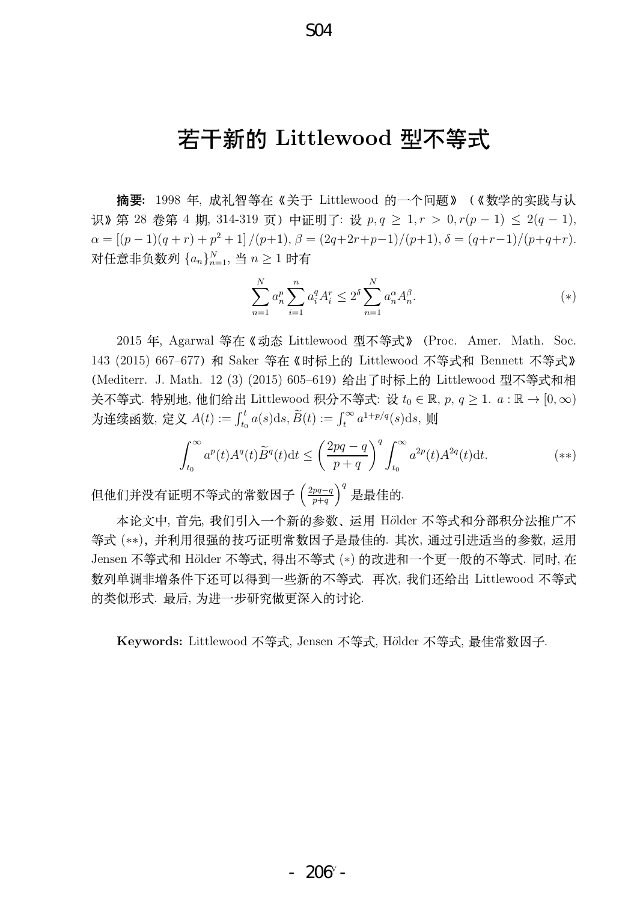# 若干新的 Littlewood 型不等式

**摘要:** 1998 年, 成礼智等在《关于 Littlewood 的一个问题》(《数学的实践与认识》第 28 卷第 4 期, 314-319 页) 中证明了: 设 $p, q \geq 1, r > 0, r(p-1) \leq 2(q-1)$, $\alpha = [(p-1)(q+r) + p^2 + 1]/(p+1)$, $\beta = (2q+2r+p-1)/(p+1)$, $\delta = (q+r-1)/(p+q+r)$. 对任意非负数列 $\{a_n\}_{n=1}^N$, 当 $n \geq 1$ 时有

$$\sum_{n=1}^{N} a_n^p \sum_{i=1}^{n} a_i^q A_i^r \leq 2^\delta \sum_{n=1}^{N} a_n^\alpha A_n^\beta. \tag{$*$}$$

2015 年, Agarwal 等在《动态 Littlewood 型不等式》(Proc. Amer. Math. Soc. 143 (2015) 667–677) 和 Saker 等在《时标上的 Littlewood 不等式和 Bennett 不等式》(Mediterr. J. Math. 12 (3) (2015) 605–619) 给出了时标上的 Littlewood 型不等式和相关不等式. 特别地, 他们给出 Littlewood 积分不等式: 设 $t_0 \in \mathbb{R}$, $p, q \geq 1$. $a : \mathbb{R} \to [0, \infty)$ 为连续函数, 定义 $A(t) := \int_{t_0}^{t} a(s)\mathrm{d}s$, $\widetilde{B}(t) := \int_{t}^{\infty} a^{1+p/q}(s)\mathrm{d}s$, 则

$$\int_{t_0}^{\infty} a^p(t) A^q(t) \widetilde{B}^q(t)\mathrm{d}t \leq \left(\frac{2pq-q}{p+q}\right)^q \int_{t_0}^{\infty} a^{2p}(t) A^{2q}(t)\mathrm{d}t. \tag{$**$}$$

但他们并没有证明不等式的常数因子 $\left(\frac{2pq-q}{p+q}\right)^q$ 是最佳的.

本论文中, 首先, 我们引入一个新的参数、运用 Hölder 不等式和分部积分法推广不等式 $(**)$, 并利用很强的技巧证明常数因子是最佳的. 其次, 通过引进适当的参数, 运用 Jensen 不等式和 Hölder 不等式, 得出不等式 $(*)$ 的改进和一个更一般的不等式. 同时, 在数列单调非增条件下还可以得到一些新的不等式. 再次, 我们还给出 Littlewood 不等式的类似形式. 最后, 为进一步研究做更深入的讨论.

**Keywords:** Littlewood 不等式, Jensen 不等式, Hölder 不等式, 最佳常数因子.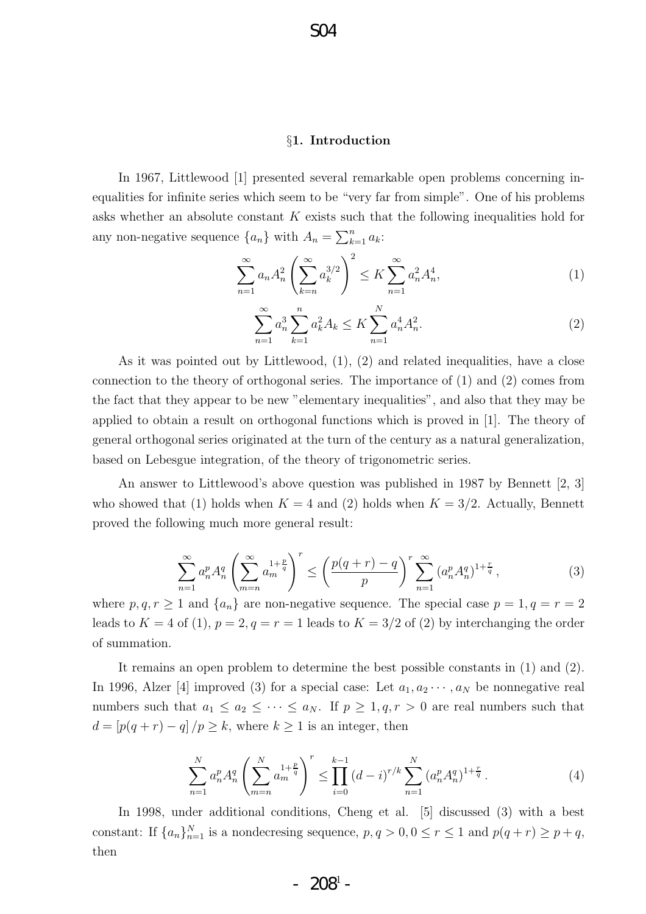## §1. Introduction

In 1967, Littlewood [1] presented several remarkable open problems concerning inequalities for infinite series which seem to be "very far from simple". One of his problems asks whether an absolute constant $K$ exists such that the following inequalities hold for any non-negative sequence $\{a_n\}$ with $A_n = \sum_{k=1}^{n} a_k$:

$$\sum_{n=1}^{\infty} a_n A_n^2 \left( \sum_{k=n}^{\infty} a_k^{3/2} \right)^2 \leq K \sum_{n=1}^{\infty} a_n^2 A_n^4, \tag{1}$$

$$\sum_{n=1}^{\infty} a_n^3 \sum_{k=1}^{n} a_k^2 A_k \leq K \sum_{n=1}^{N} a_n^4 A_n^2. \tag{2}$$

As it was pointed out by Littlewood, (1), (2) and related inequalities, have a close connection to the theory of orthogonal series. The importance of (1) and (2) comes from the fact that they appear to be new "elementary inequalities", and also that they may be applied to obtain a result on orthogonal functions which is proved in [1]. The theory of general orthogonal series originated at the turn of the century as a natural generalization, based on Lebesgue integration, of the theory of trigonometric series.

An answer to Littlewood's above question was published in 1987 by Bennett [2, 3] who showed that (1) holds when $K = 4$ and (2) holds when $K = 3/2$. Actually, Bennett proved the following much more general result:

$$\sum_{n=1}^{\infty} a_n^p A_n^q \left( \sum_{m=n}^{\infty} a_m^{1+\frac{p}{q}} \right)^r \leq \left( \frac{p(q+r)-q}{p} \right)^r \sum_{n=1}^{\infty} \left( a_n^p A_n^q \right)^{1+\frac{r}{q}}, \tag{3}$$

where $p, q, r \geq 1$ and $\{a_n\}$ are non-negative sequence. The special case $p = 1, q = r = 2$ leads to $K = 4$ of (1), $p = 2, q = r = 1$ leads to $K = 3/2$ of (2) by interchanging the order of summation.

It remains an open problem to determine the best possible constants in (1) and (2). In 1996, Alzer [4] improved (3) for a special case: Let $a_1, a_2 \cdots, a_N$ be nonnegative real numbers such that $a_1 \leq a_2 \leq \cdots \leq a_N$. If $p \geq 1, q, r > 0$ are real numbers such that $d = [p(q+r)-q]/p \geq k$, where $k \geq 1$ is an integer, then

$$\sum_{n=1}^{N} a_n^p A_n^q \left( \sum_{m=n}^{N} a_m^{1+\frac{p}{q}} \right)^r \leq \prod_{i=0}^{k-1} (d-i)^{r/k} \sum_{n=1}^{N} \left( a_n^p A_n^q \right)^{1+\frac{r}{q}}. \tag{4}$$

In 1998, under additional conditions, Cheng et al. [5] discussed (3) with a best constant: If $\{a_n\}_{n=1}^{N}$ is a nondecresing sequence, $p, q > 0, 0 \leq r \leq 1$ and $p(q+r) \geq p+q$, then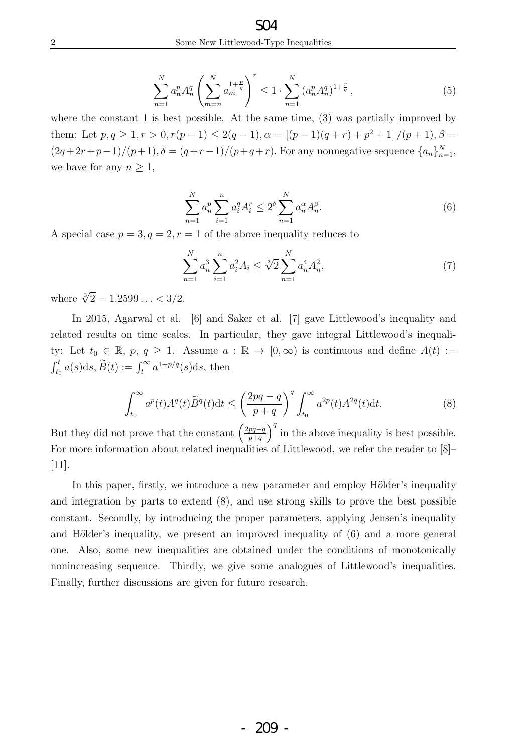$$\sum_{n=1}^{N} a_n^p A_n^q \left( \sum_{m=n}^{N} a_m^{1+\frac{p}{q}} \right)^r \leq 1 \cdot \sum_{n=1}^{N} \left( a_n^p A_n^q \right)^{1+\frac{r}{q}}, \tag{5}$$

where the constant 1 is best possible. At the same time, (3) was partially improved by them: Let $p, q \geq 1, r > 0, r(p-1) \leq 2(q-1), \alpha = \left[(p-1)(q+r)+p^2+1\right]/(p+1), \beta = (2q+2r+p-1)/(p+1), \delta = (q+r-1)/(p+q+r)$. For any nonnegative sequence $\{a_n\}_{n=1}^N$, we have for any $n \geq 1$,

$$\sum_{n=1}^{N} a_n^p \sum_{i=1}^{n} a_i^q A_i^r \leq 2^\delta \sum_{n=1}^{N} a_n^\alpha A_n^\beta. \tag{6}$$

A special case $p = 3, q = 2, r = 1$ of the above inequality reduces to

$$\sum_{n=1}^{N} a_n^3 \sum_{i=1}^{n} a_i^2 A_i \leq \sqrt[3]{2} \sum_{n=1}^{N} a_n^4 A_n^2, \tag{7}$$

where $\sqrt[3]{2} = 1.2599\ldots < 3/2$.

In 2015, Agarwal et al. [6] and Saker et al. [7] gave Littlewood's inequality and related results on time scales. In particular, they gave integral Littlewood's inequality: Let $t_0 \in \mathbb{R}$, $p$, $q \geq 1$. Assume $a : \mathbb{R} \to [0, \infty)$ is continuous and define $A(t) := \int_{t_0}^{t} a(s) \mathrm{d}s, \widetilde{B}(t) := \int_{t}^{\infty} a^{1+p/q}(s) \mathrm{d}s$, then

$$\int_{t_0}^{\infty} a^p(t) A^q(t) \widetilde{B}^q(t) \mathrm{d}t \leq \left( \frac{2pq-q}{p+q} \right)^q \int_{t_0}^{\infty} a^{2p}(t) A^{2q}(t) \mathrm{d}t. \tag{8}$$

But they did not prove that the constant $\left(\frac{2pq-q}{p+q}\right)^q$ in the above inequality is best possible. For more information about related inequalities of Littlewood, we refer the reader to [8]–[11].

In this paper, firstly, we introduce a new parameter and employ Hölder's inequality and integration by parts to extend (8), and use strong skills to prove the best possible constant. Secondly, by introducing the proper parameters, applying Jensen's inequality and Hölder's inequality, we present an improved inequality of (6) and a more general one. Also, some new inequalities are obtained under the conditions of monotonically nonincreasing sequence. Thirdly, we give some analogues of Littlewood's inequalities. Finally, further discussions are given for future research.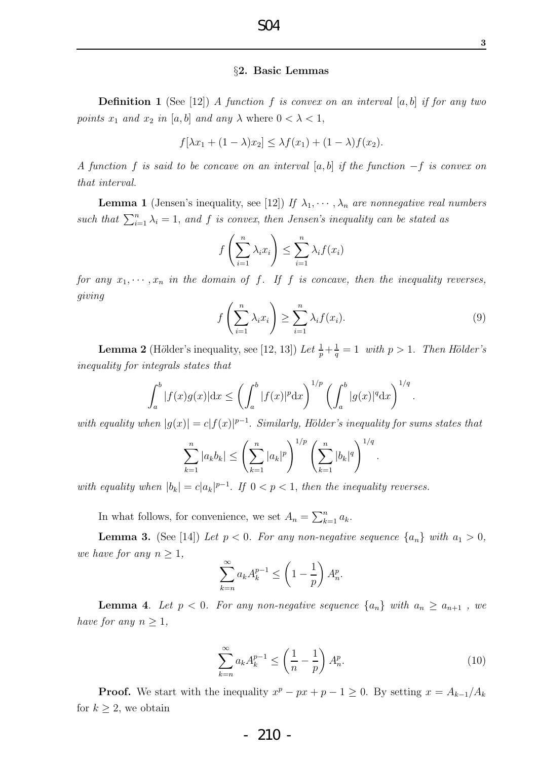### §2. Basic Lemmas

**Definition 1** (See [12]) *A function $f$ is convex on an interval $[a,b]$ if for any two points $x_1$ and $x_2$ in $[a,b]$ and any $\lambda$* where $0<\lambda<1$,

$$f[\lambda x_1 + (1-\lambda)x_2] \le \lambda f(x_1) + (1-\lambda) f(x_2).$$

*A function $f$ is said to be concave on an interval $[a,b]$ if the function $-f$ is convex on that interval.*

**Lemma 1** (Jensen's inequality, see [12]) *If $\lambda_1, \cdots, \lambda_n$ are nonnegative real numbers such that $\sum_{i=1}^n \lambda_i = 1$, and $f$ is convex, then Jensen's inequality can be stated as*

$$f\left(\sum_{i=1}^n \lambda_i x_i\right) \le \sum_{i=1}^n \lambda_i f(x_i)$$

*for any $x_1, \cdots, x_n$ in the domain of $f$. If $f$ is concave, then the inequality reverses, giving*

$$f\left(\sum_{i=1}^n \lambda_i x_i\right) \ge \sum_{i=1}^n \lambda_i f(x_i). \tag{9}$$

**Lemma 2** (Hölder's inequality, see [12, 13]) *Let $\frac{1}{p}+\frac{1}{q}=1$ with $p>1$. Then Hölder's inequality for integrals states that*

$$\int_a^b |f(x)g(x)|\mathrm{d}x \le \left(\int_a^b |f(x)|^p \mathrm{d}x\right)^{1/p} \left(\int_a^b |g(x)|^q \mathrm{d}x\right)^{1/q}.$$

*with equality when $|g(x)| = c|f(x)|^{p-1}$. Similarly, Hölder's inequality for sums states that*

$$\sum_{k=1}^n |a_k b_k| \le \left(\sum_{k=1}^n |a_k|^p\right)^{1/p} \left(\sum_{k=1}^n |b_k|^q\right)^{1/q}.$$

*with equality when $|b_k| = c|a_k|^{p-1}$. If $0<p<1$, then the inequality reverses.*

In what follows, for convenience, we set $A_n = \sum_{k=1}^n a_k$.

**Lemma 3.** (See [14]) *Let $p<0$. For any non-negative sequence $\{a_n\}$ with $a_1>0$, we have for any $n \ge 1$,*

$$\sum_{k=n}^\infty a_k A_k^{p-1} \le \left(1-\frac{1}{p}\right) A_n^p.$$

**Lemma 4**. *Let $p<0$. For any non-negative sequence $\{a_n\}$ with $a_n \ge a_{n+1}$ , we have for any $n \ge 1$,*

$$\sum_{k=n}^\infty a_k A_k^{p-1} \le \left(\frac{1}{n}-\frac{1}{p}\right) A_n^p. \tag{10}$$

**Proof.** We start with the inequality $x^p - px + p - 1 \ge 0$. By setting $x = A_{k-1}/A_k$ for $k \ge 2$, we obtain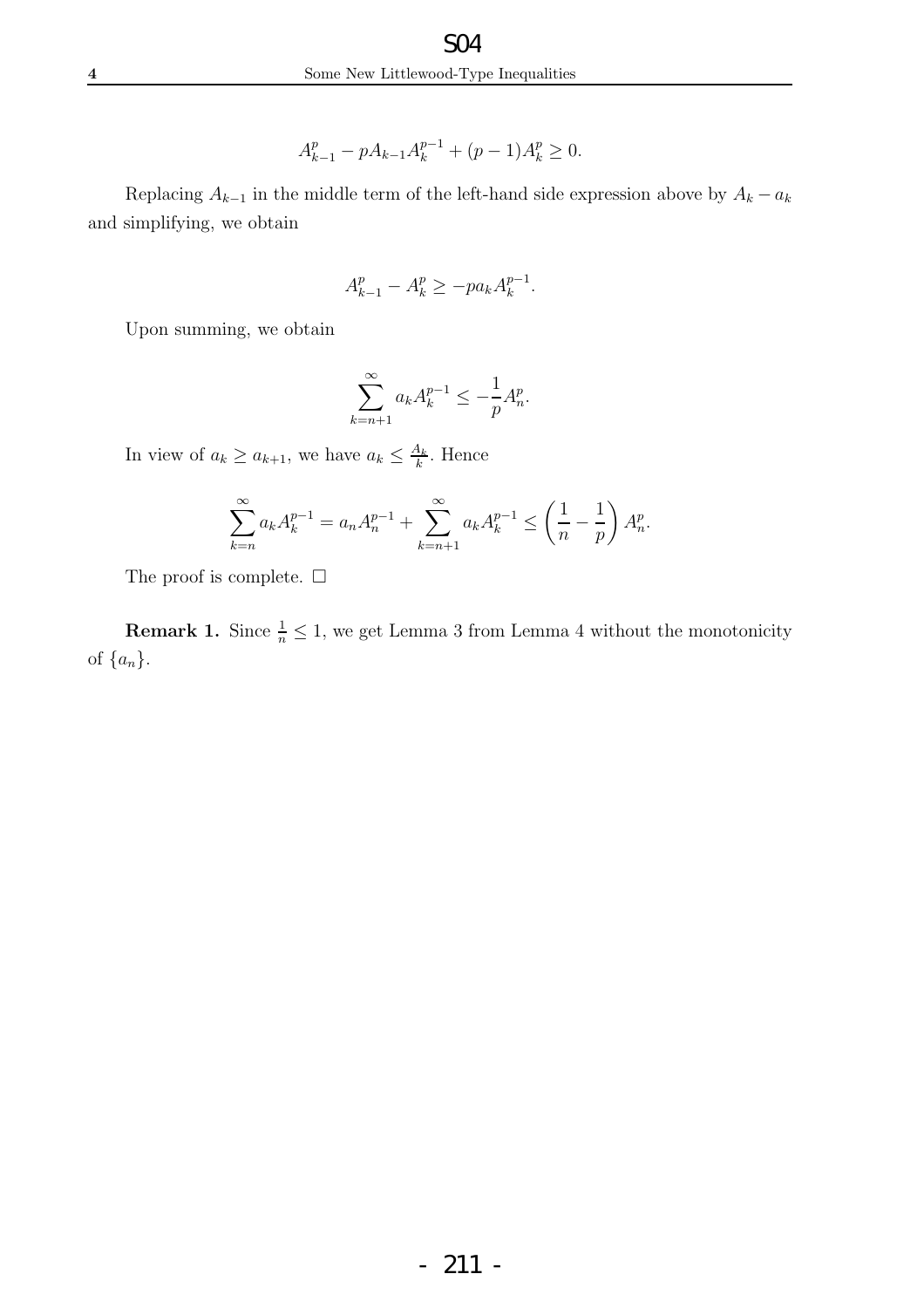$$A_{k-1}^p - pA_{k-1}A_k^{p-1} + (p-1)A_k^p \geq 0.$$

Replacing $A_{k-1}$ in the middle term of the left-hand side expression above by $A_k - a_k$ and simplifying, we obtain

$$A_{k-1}^p - A_k^p \geq -pa_k A_k^{p-1}.$$

Upon summing, we obtain

$$\sum_{k=n+1}^{\infty} a_k A_k^{p-1} \leq -\frac{1}{p} A_n^p.$$

In view of $a_k \geq a_{k+1}$, we have $a_k \leq \frac{A_k}{k}$. Hence

$$\sum_{k=n}^{\infty} a_k A_k^{p-1} = a_n A_n^{p-1} + \sum_{k=n+1}^{\infty} a_k A_k^{p-1} \leq \left( \frac{1}{n} - \frac{1}{p} \right) A_n^p.$$

The proof is complete. □

**Remark 1.** Since $\frac{1}{n} \leq 1$, we get Lemma 3 from Lemma 4 without the monotonicity of $\{a_n\}$.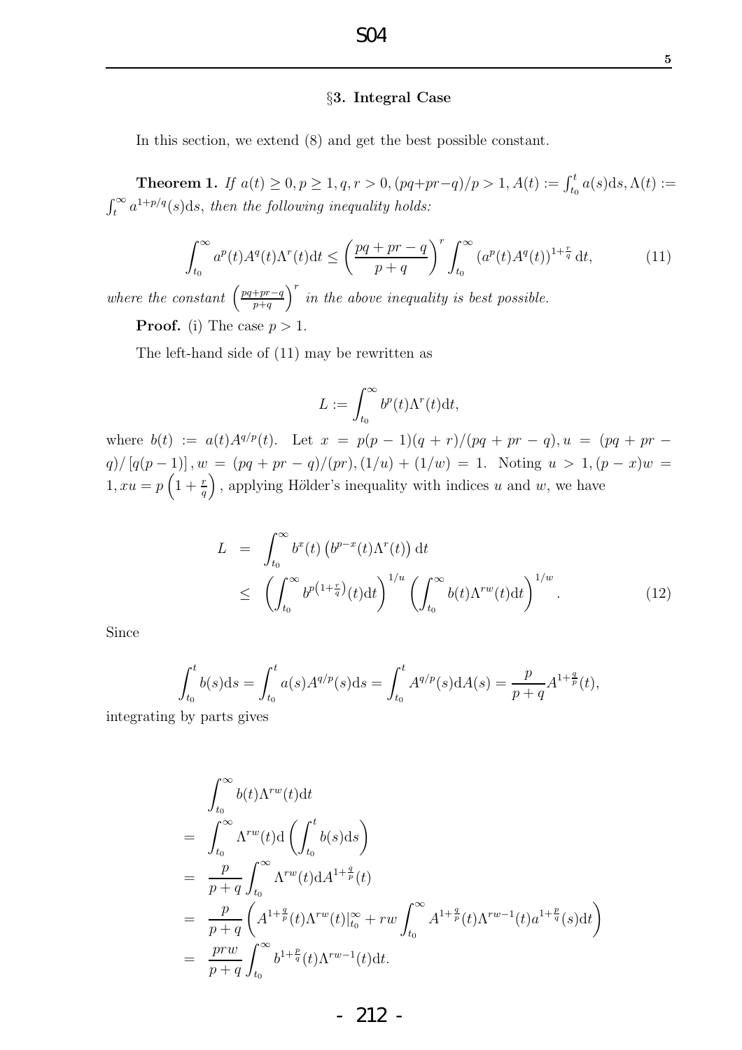## §3. Integral Case

In this section, we extend (8) and get the best possible constant.

**Theorem 1.** *If $a(t) \geq 0, p \geq 1, q, r > 0, (pq+pr-q)/p > 1, A(t) := \int_{t_0}^{t} a(s)\mathrm{d}s, \Lambda(t) := \int_{t}^{\infty} a^{1+p/q}(s)\mathrm{d}s$, then the following inequality holds:*

$$\int_{t_0}^{\infty} a^p(t)A^q(t)\Lambda^r(t)\mathrm{d}t \leq \left(\frac{pq+pr-q}{p+q}\right)^r \int_{t_0}^{\infty} \left(a^p(t)A^q(t)\right)^{1+\frac{r}{q}} \mathrm{d}t, \tag{11}$$

*where the constant $\left(\frac{pq+pr-q}{p+q}\right)^r$ in the above inequality is best possible.*

**Proof.** (i) The case $p > 1$.

The left-hand side of (11) may be rewritten as

$$L := \int_{t_0}^{\infty} b^p(t)\Lambda^r(t)\mathrm{d}t,$$

where $b(t) := a(t)A^{q/p}(t)$. Let $x = p(p-1)(q+r)/(pq+pr-q), u = (pq+pr-q)/\left[q(p-1)\right], w = (pq+pr-q)/(pr), (1/u)+(1/w) = 1$. Noting $u > 1, (p-x)w = 1, xu = p\left(1+\frac{r}{q}\right)$, applying Hölder's inequality with indices $u$ and $w$, we have

$$\begin{aligned} L &= \int_{t_0}^{\infty} b^x(t)\left(b^{p-x}(t)\Lambda^r(t)\right)\mathrm{d}t \\ &\leq \left(\int_{t_0}^{\infty} b^{p\left(1+\frac{r}{q}\right)}(t)\mathrm{d}t\right)^{1/u} \left(\int_{t_0}^{\infty} b(t)\Lambda^{rw}(t)\mathrm{d}t\right)^{1/w}. \end{aligned} \tag{12}$$

Since

$$\int_{t_0}^{t} b(s)\mathrm{d}s = \int_{t_0}^{t} a(s)A^{q/p}(s)\mathrm{d}s = \int_{t_0}^{t} A^{q/p}(s)\mathrm{d}A(s) = \frac{p}{p+q}A^{1+\frac{q}{p}}(t),$$

integrating by parts gives

$$\begin{aligned} &\int_{t_0}^{\infty} b(t)\Lambda^{rw}(t)\mathrm{d}t \\ = &\int_{t_0}^{\infty} \Lambda^{rw}(t)\mathrm{d}\left(\int_{t_0}^{t} b(s)\mathrm{d}s\right) \\ = &\frac{p}{p+q}\int_{t_0}^{\infty} \Lambda^{rw}(t)\mathrm{d}A^{1+\frac{q}{p}}(t) \\ = &\frac{p}{p+q}\left(A^{1+\frac{q}{p}}(t)\Lambda^{rw}(t)\big|_{t_0}^{\infty} + rw\int_{t_0}^{\infty} A^{1+\frac{q}{p}}(t)\Lambda^{rw-1}(t)a^{1+\frac{p}{q}}(s)\mathrm{d}t\right) \\ = &\frac{prw}{p+q}\int_{t_0}^{\infty} b^{1+\frac{p}{q}}(t)\Lambda^{rw-1}(t)\mathrm{d}t. \end{aligned}$$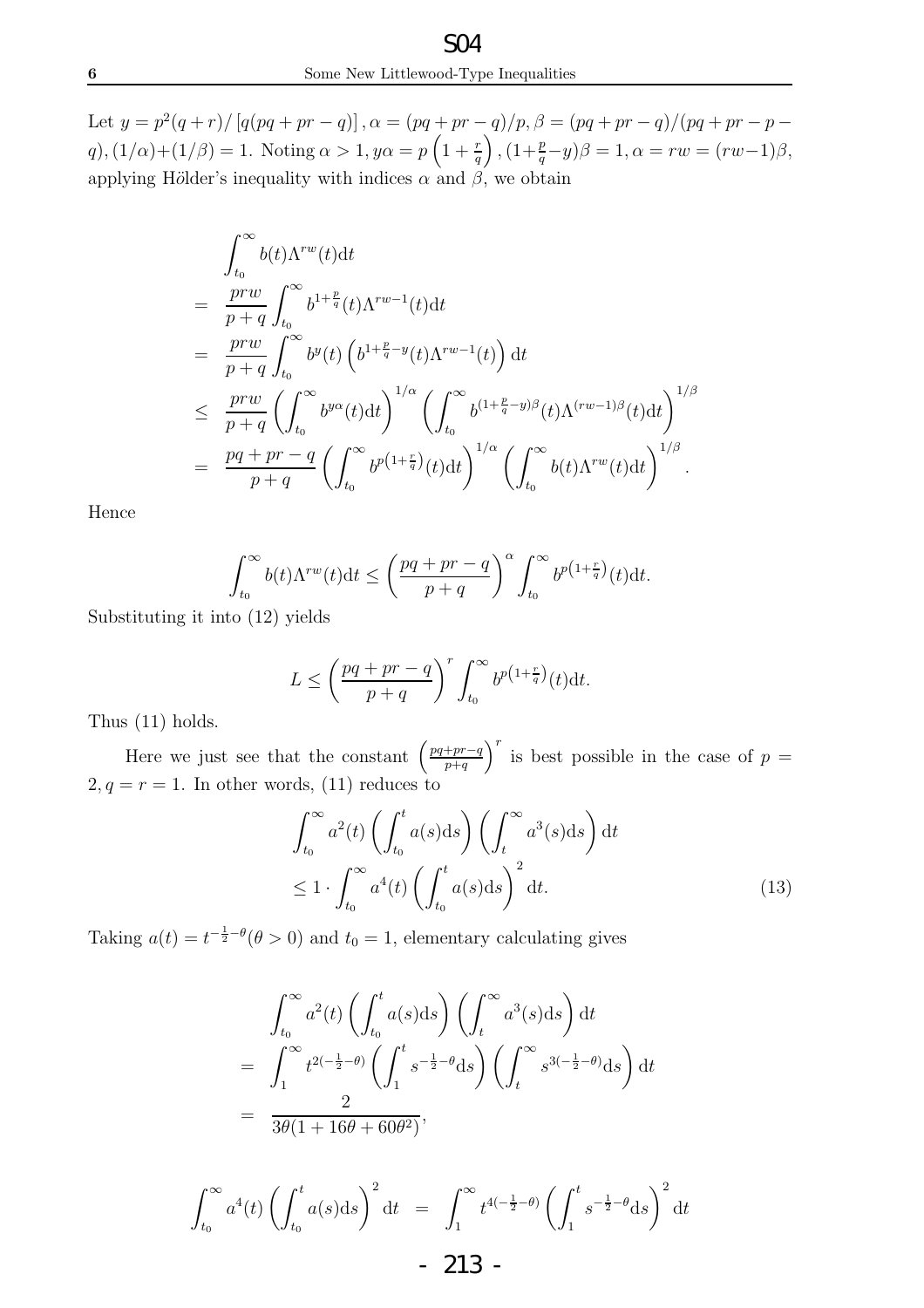Let $y = p^2(q+r)/\left[q(pq+pr-q)\right], \alpha = (pq+pr-q)/p, \beta = (pq+pr-q)/(pq+pr-p-q), (1/\alpha)+(1/\beta) = 1$. Noting $\alpha > 1, y\alpha = p\left(1+\frac{r}{q}\right), (1+\frac{p}{q}-y)\beta = 1, \alpha = rw = (rw-1)\beta$, applying Hölder's inequality with indices $\alpha$ and $\beta$, we obtain

$$
\begin{aligned}
& \int_{t_0}^{\infty} b(t)\Lambda^{rw}(t)\mathrm{d}t \\
= & \ \frac{prw}{p+q}\int_{t_0}^{\infty} b^{1+\frac{p}{q}}(t)\Lambda^{rw-1}(t)\mathrm{d}t \\
= & \ \frac{prw}{p+q}\int_{t_0}^{\infty} b^{y}(t)\left(b^{1+\frac{p}{q}-y}(t)\Lambda^{rw-1}(t)\right)\mathrm{d}t \\
\leq & \ \frac{prw}{p+q}\left(\int_{t_0}^{\infty} b^{y\alpha}(t)\mathrm{d}t\right)^{1/\alpha}\left(\int_{t_0}^{\infty} b^{(1+\frac{p}{q}-y)\beta}(t)\Lambda^{(rw-1)\beta}(t)\mathrm{d}t\right)^{1/\beta} \\
= & \ \frac{pq+pr-q}{p+q}\left(\int_{t_0}^{\infty} b^{p\left(1+\frac{r}{q}\right)}(t)\mathrm{d}t\right)^{1/\alpha}\left(\int_{t_0}^{\infty} b(t)\Lambda^{rw}(t)\mathrm{d}t\right)^{1/\beta}.
\end{aligned}
$$

Hence

$$
\int_{t_0}^{\infty} b(t)\Lambda^{rw}(t)\mathrm{d}t \leq \left(\frac{pq+pr-q}{p+q}\right)^{\alpha}\int_{t_0}^{\infty} b^{p\left(1+\frac{r}{q}\right)}(t)\mathrm{d}t.
$$

Substituting it into (12) yields

$$
L \leq \left(\frac{pq+pr-q}{p+q}\right)^{r}\int_{t_0}^{\infty} b^{p\left(1+\frac{r}{q}\right)}(t)\mathrm{d}t.
$$

Thus (11) holds.

Here we just see that the constant $\left(\frac{pq+pr-q}{p+q}\right)^{r}$ is best possible in the case of $p = 2, q = r = 1$. In other words, (11) reduces to

$$
\begin{aligned}
& \int_{t_0}^{\infty} a^2(t)\left(\int_{t_0}^{t} a(s)\mathrm{d}s\right)\left(\int_{t}^{\infty} a^3(s)\mathrm{d}s\right)\mathrm{d}t \\
& \leq 1\cdot\int_{t_0}^{\infty} a^4(t)\left(\int_{t_0}^{t} a(s)\mathrm{d}s\right)^2\mathrm{d}t. \qquad (13)
\end{aligned}
$$

Taking $a(t) = t^{-\frac{1}{2}-\theta}(\theta > 0)$ and $t_0 = 1$, elementary calculating gives

$$
\begin{aligned}
& \int_{t_0}^{\infty} a^2(t)\left(\int_{t_0}^{t} a(s)\mathrm{d}s\right)\left(\int_{t}^{\infty} a^3(s)\mathrm{d}s\right)\mathrm{d}t \\
= & \int_{1}^{\infty} t^{2(-\frac{1}{2}-\theta)}\left(\int_{1}^{t} s^{-\frac{1}{2}-\theta}\mathrm{d}s\right)\left(\int_{t}^{\infty} s^{3(-\frac{1}{2}-\theta)}\mathrm{d}s\right)\mathrm{d}t \\
= & \ \frac{2}{3\theta(1+16\theta+60\theta^2)},
\end{aligned}
$$

$$
\int_{t_0}^{\infty} a^4(t)\left(\int_{t_0}^{t} a(s)\mathrm{d}s\right)^2\mathrm{d}t \ = \ \int_{1}^{\infty} t^{4(-\frac{1}{2}-\theta)}\left(\int_{1}^{t} s^{-\frac{1}{2}-\theta}\mathrm{d}s\right)^2\mathrm{d}t
$$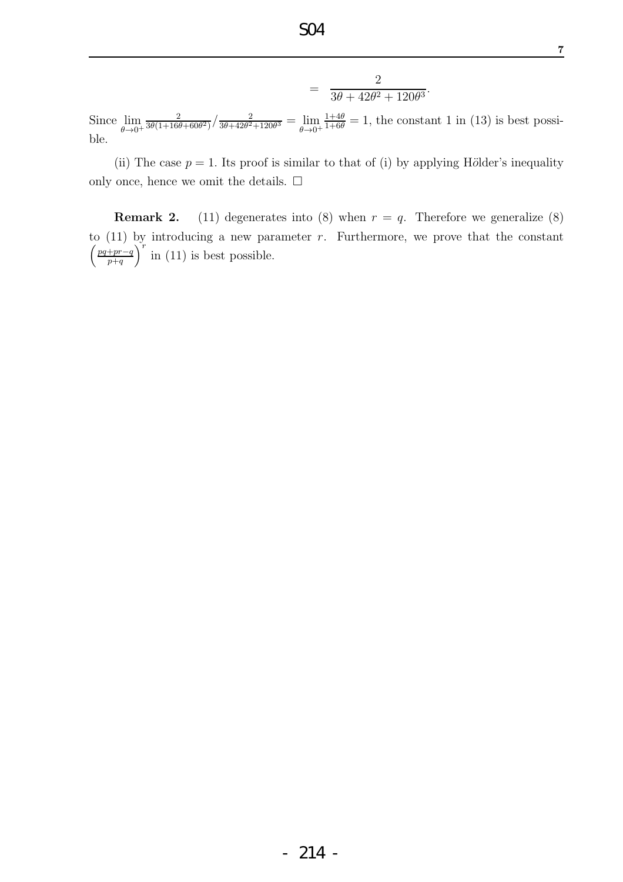$$= \frac{2}{3\theta + 42\theta^2 + 120\theta^3}.$$

Since $\lim\limits_{\theta \to 0^+} \frac{2}{3\theta(1+16\theta+60\theta^2)} \Big/ \frac{2}{3\theta+42\theta^2+120\theta^3} = \lim\limits_{\theta \to 0^+} \frac{1+4\theta}{1+6\theta} = 1$, the constant 1 in (13) is best possible.

(ii) The case $p = 1$. Its proof is similar to that of (i) by applying Hölder's inequality only once, hence we omit the details. $\Box$

**Remark 2.** (11) degenerates into (8) when $r = q$. Therefore we generalize (8) to (11) by introducing a new parameter $r$. Furthermore, we prove that the constant $\left(\frac{pq+pr-q}{p+q}\right)^r$ in (11) is best possible.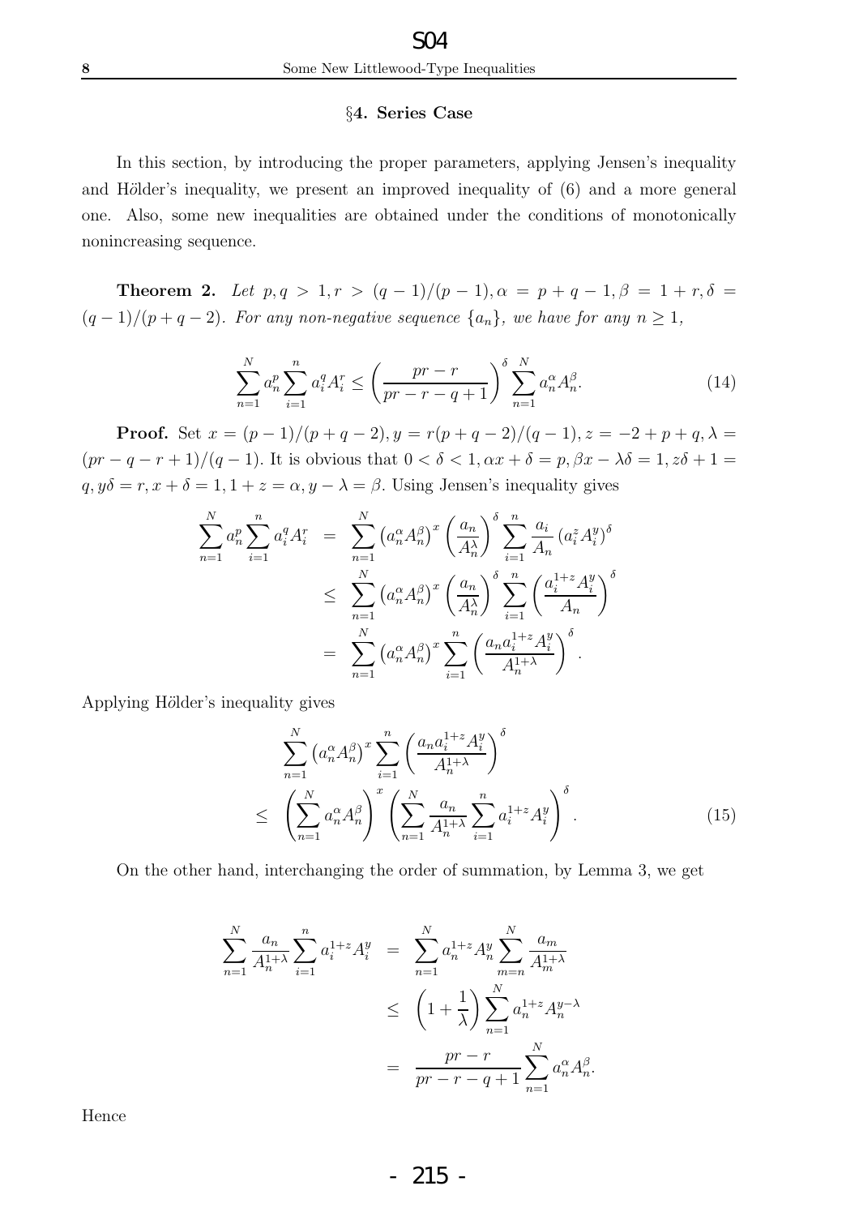## §4. Series Case

In this section, by introducing the proper parameters, applying Jensen's inequality and Hölder's inequality, we present an improved inequality of (6) and a more general one. Also, some new inequalities are obtained under the conditions of monotonically nonincreasing sequence.

**Theorem 2.** *Let $p, q > 1, r > (q-1)/(p-1), \alpha = p + q - 1, \beta = 1 + r, \delta = (q-1)/(p+q-2)$. For any non-negative sequence $\{a_n\}$, we have for any $n \geq 1$,*

$$\sum_{n=1}^{N} a_n^p \sum_{i=1}^{n} a_i^q A_i^r \leq \left(\frac{pr - r}{pr - r - q + 1}\right)^{\delta} \sum_{n=1}^{N} a_n^{\alpha} A_n^{\beta}. \tag{14}$$

**Proof.** Set $x = (p-1)/(p+q-2), y = r(p+q-2)/(q-1), z = -2 + p + q, \lambda = (pr - q - r + 1)/(q-1)$. It is obvious that $0 < \delta < 1, \alpha x + \delta = p, \beta x - \lambda\delta = 1, z\delta + 1 = q, y\delta = r, x + \delta = 1, 1 + z = \alpha, y - \lambda = \beta$. Using Jensen's inequality gives

$$\begin{aligned}
\sum_{n=1}^{N} a_n^p \sum_{i=1}^{n} a_i^q A_i^r &= \sum_{n=1}^{N} \left(a_n^{\alpha} A_n^{\beta}\right)^x \left(\frac{a_n}{A_n^{\lambda}}\right)^{\delta} \sum_{i=1}^{n} \frac{a_i}{A_n} \left(a_i^z A_i^y\right)^{\delta} \\
&\leq \sum_{n=1}^{N} \left(a_n^{\alpha} A_n^{\beta}\right)^x \left(\frac{a_n}{A_n^{\lambda}}\right)^{\delta} \sum_{i=1}^{n} \left(\frac{a_i^{1+z} A_i^y}{A_n}\right)^{\delta} \\
&= \sum_{n=1}^{N} \left(a_n^{\alpha} A_n^{\beta}\right)^x \sum_{i=1}^{n} \left(\frac{a_n a_i^{1+z} A_i^y}{A_n^{1+\lambda}}\right)^{\delta}.
\end{aligned}$$

Applying Hölder's inequality gives

$$\begin{aligned}
&\sum_{n=1}^{N} \left(a_n^{\alpha} A_n^{\beta}\right)^x \sum_{i=1}^{n} \left(\frac{a_n a_i^{1+z} A_i^y}{A_n^{1+\lambda}}\right)^{\delta} \\
\leq\ &\left(\sum_{n=1}^{N} a_n^{\alpha} A_n^{\beta}\right)^x \left(\sum_{n=1}^{N} \frac{a_n}{A_n^{1+\lambda}} \sum_{i=1}^{n} a_i^{1+z} A_i^y\right)^{\delta}.
\end{aligned} \tag{15}$$

On the other hand, interchanging the order of summation, by Lemma 3, we get

$$\begin{aligned}
\sum_{n=1}^{N} \frac{a_n}{A_n^{1+\lambda}} \sum_{i=1}^{n} a_i^{1+z} A_i^y &= \sum_{n=1}^{N} a_n^{1+z} A_n^y \sum_{m=n}^{N} \frac{a_m}{A_m^{1+\lambda}} \\
&\leq \left(1 + \frac{1}{\lambda}\right) \sum_{n=1}^{N} a_n^{1+z} A_n^{y-\lambda} \\
&= \frac{pr - r}{pr - r - q + 1} \sum_{n=1}^{N} a_n^{\alpha} A_n^{\beta}.
\end{aligned}$$

Hence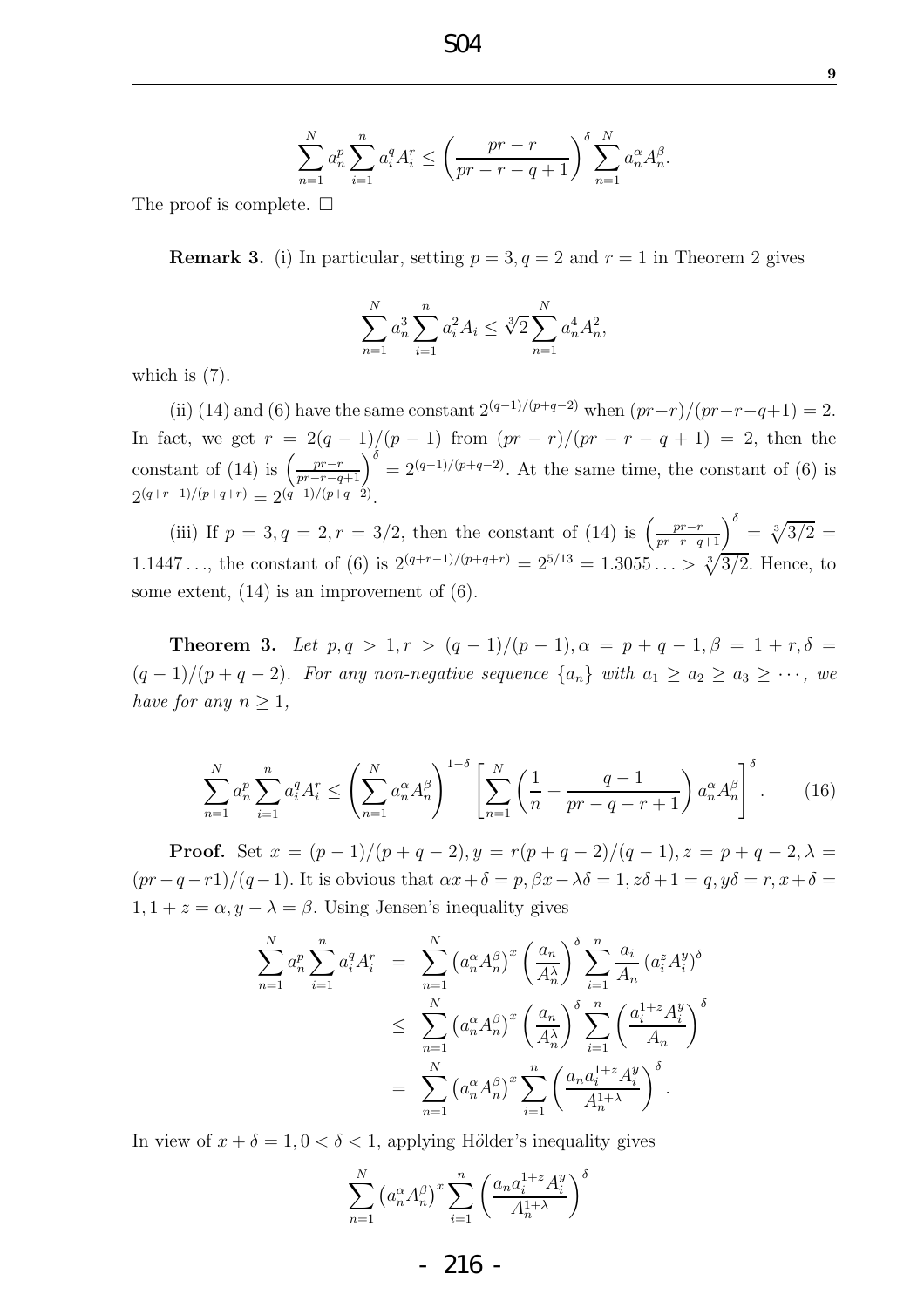$$\sum_{n=1}^{N} a_n^p \sum_{i=1}^{n} a_i^q A_i^r \leq \left(\frac{pr-r}{pr-r-q+1}\right)^{\delta} \sum_{n=1}^{N} a_n^{\alpha} A_n^{\beta}.$$

The proof is complete. $\square$

**Remark 3.** (i) In particular, setting $p = 3, q = 2$ and $r = 1$ in Theorem 2 gives

$$\sum_{n=1}^{N} a_n^3 \sum_{i=1}^{n} a_i^2 A_i \leq \sqrt[3]{2} \sum_{n=1}^{N} a_n^4 A_n^2,$$

which is (7).

(ii) (14) and (6) have the same constant $2^{(q-1)/(p+q-2)}$ when $(pr-r)/(pr-r-q+1) = 2$. In fact, we get $r = 2(q-1)/(p-1)$ from $(pr-r)/(pr-r-q+1) = 2$, then the constant of (14) is $\left(\frac{pr-r}{pr-r-q+1}\right)^{\delta} = 2^{(q-1)/(p+q-2)}$. At the same time, the constant of (6) is $2^{(q+r-1)/(p+q+r)} = 2^{(q-1)/(p+q-2)}$.

(iii) If $p = 3, q = 2, r = 3/2$, then the constant of (14) is $\left(\frac{pr-r}{pr-r-q+1}\right)^{\delta} = \sqrt[3]{3/2} = 1.1447\ldots$, the constant of (6) is $2^{(q+r-1)/(p+q+r)} = 2^{5/13} = 1.3055\ldots > \sqrt[3]{3/2}$. Hence, to some extent, (14) is an improvement of (6).

**Theorem 3.** *Let $p, q > 1, r > (q-1)/(p-1), \alpha = p+q-1, \beta = 1+r, \delta = (q-1)/(p+q-2)$. For any non-negative sequence $\{a_n\}$ with $a_1 \geq a_2 \geq a_3 \geq \cdots$, we have for any $n \geq 1$,*

$$\sum_{n=1}^{N} a_n^p \sum_{i=1}^{n} a_i^q A_i^r \leq \left(\sum_{n=1}^{N} a_n^{\alpha} A_n^{\beta}\right)^{1-\delta} \left[\sum_{n=1}^{N} \left(\frac{1}{n} + \frac{q-1}{pr-q-r+1}\right) a_n^{\alpha} A_n^{\beta}\right]^{\delta}. \tag{16}$$

**Proof.** Set $x = (p-1)/(p+q-2), y = r(p+q-2)/(q-1), z = p+q-2, \lambda = (pr-q-r1)/(q-1)$. It is obvious that $\alpha x + \delta = p, \beta x - \lambda\delta = 1, z\delta + 1 = q, y\delta = r, x + \delta = 1, 1 + z = \alpha, y - \lambda = \beta$. Using Jensen's inequality gives

$$\begin{aligned}
\sum_{n=1}^{N} a_n^p \sum_{i=1}^{n} a_i^q A_i^r &= \sum_{n=1}^{N} \left(a_n^{\alpha} A_n^{\beta}\right)^x \left(\frac{a_n}{A_n^{\lambda}}\right)^{\delta} \sum_{i=1}^{n} \frac{a_i}{A_n} \left(a_i^z A_i^y\right)^{\delta} \\
&\leq \sum_{n=1}^{N} \left(a_n^{\alpha} A_n^{\beta}\right)^x \left(\frac{a_n}{A_n^{\lambda}}\right)^{\delta} \sum_{i=1}^{n} \left(\frac{a_i^{1+z} A_i^y}{A_n}\right)^{\delta} \\
&= \sum_{n=1}^{N} \left(a_n^{\alpha} A_n^{\beta}\right)^x \sum_{i=1}^{n} \left(\frac{a_n a_i^{1+z} A_i^y}{A_n^{1+\lambda}}\right)^{\delta}.
\end{aligned}$$

In view of $x + \delta = 1, 0 < \delta < 1$, applying Hölder's inequality gives

$$\sum_{n=1}^{N} \left(a_n^{\alpha} A_n^{\beta}\right)^x \sum_{i=1}^{n} \left(\frac{a_n a_i^{1+z} A_i^y}{A_n^{1+\lambda}}\right)^{\delta}$$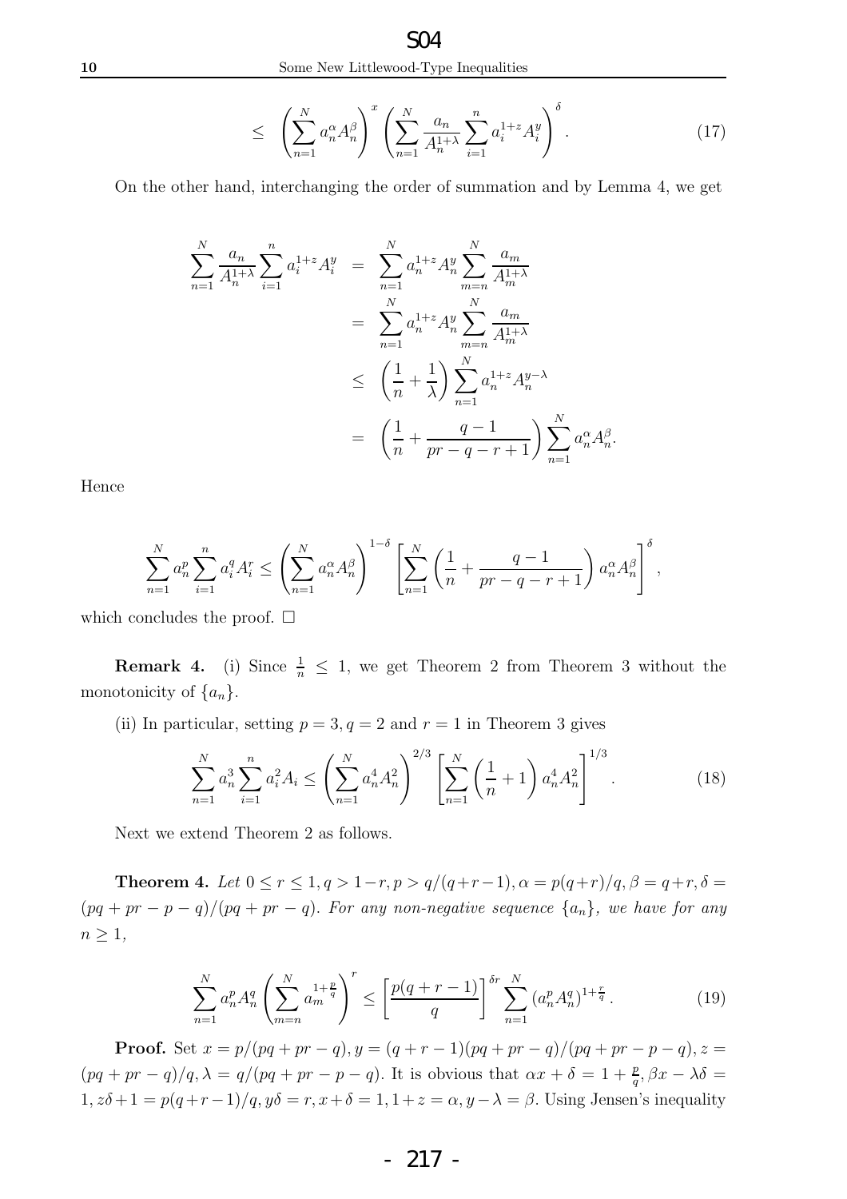$$\leq \left(\sum_{n=1}^{N} a_n^{\alpha} A_n^{\beta}\right)^x \left(\sum_{n=1}^{N} \frac{a_n}{A_n^{1+\lambda}} \sum_{i=1}^{n} a_i^{1+z} A_i^y\right)^{\delta}. \tag{17}$$

On the other hand, interchanging the order of summation and by Lemma 4, we get

$$\begin{aligned}
\sum_{n=1}^{N} \frac{a_n}{A_n^{1+\lambda}} \sum_{i=1}^{n} a_i^{1+z} A_i^y &= \sum_{n=1}^{N} a_n^{1+z} A_n^y \sum_{m=n}^{N} \frac{a_m}{A_m^{1+\lambda}} \\
&= \sum_{n=1}^{N} a_n^{1+z} A_n^y \sum_{m=n}^{N} \frac{a_m}{A_m^{1+\lambda}} \\
&\leq \left(\frac{1}{n} + \frac{1}{\lambda}\right) \sum_{n=1}^{N} a_n^{1+z} A_n^{y-\lambda} \\
&= \left(\frac{1}{n} + \frac{q-1}{pr-q-r+1}\right) \sum_{n=1}^{N} a_n^{\alpha} A_n^{\beta}.
\end{aligned}$$

Hence

$$\sum_{n=1}^{N} a_n^p \sum_{i=1}^{n} a_i^q A_i^r \leq \left(\sum_{n=1}^{N} a_n^{\alpha} A_n^{\beta}\right)^{1-\delta} \left[\sum_{n=1}^{N} \left(\frac{1}{n} + \frac{q-1}{pr-q-r+1}\right) a_n^{\alpha} A_n^{\beta}\right]^{\delta},$$

which concludes the proof. $\square$

**Remark 4.** (i) Since $\frac{1}{n} \leq 1$, we get Theorem 2 from Theorem 3 without the monotonicity of $\{a_n\}$.

(ii) In particular, setting $p = 3, q = 2$ and $r = 1$ in Theorem 3 gives

$$\sum_{n=1}^{N} a_n^3 \sum_{i=1}^{n} a_i^2 A_i \leq \left(\sum_{n=1}^{N} a_n^4 A_n^2\right)^{2/3} \left[\sum_{n=1}^{N} \left(\frac{1}{n} + 1\right) a_n^4 A_n^2\right]^{1/3}. \tag{18}$$

Next we extend Theorem 2 as follows.

**Theorem 4.** *Let $0 \leq r \leq 1, q > 1-r, p > q/(q+r-1), \alpha = p(q+r)/q, \beta = q+r, \delta = (pq+pr-p-q)/(pq+pr-q)$. For any non-negative sequence $\{a_n\}$, we have for any $n \geq 1$,*

$$\sum_{n=1}^{N} a_n^p A_n^q \left(\sum_{m=n}^{N} a_m^{1+\frac{p}{q}}\right)^r \leq \left[\frac{p(q+r-1)}{q}\right]^{\delta r} \sum_{n=1}^{N} \left(a_n^p A_n^q\right)^{1+\frac{r}{q}}. \tag{19}$$

**Proof.** Set $x = p/(pq+pr-q), y = (q+r-1)(pq+pr-q)/(pq+pr-p-q), z = (pq+pr-q)/q, \lambda = q/(pq+pr-p-q)$. It is obvious that $\alpha x + \delta = 1 + \frac{p}{q}, \beta x - \lambda\delta = 1, z\delta + 1 = p(q+r-1)/q, y\delta = r, x + \delta = 1, 1 + z = \alpha, y - \lambda = \beta$. Using Jensen's inequality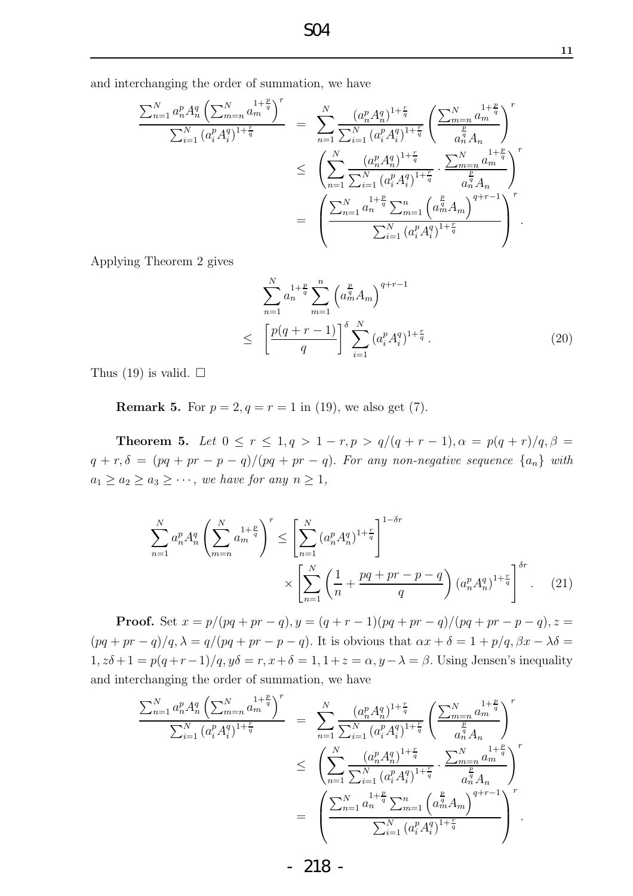and interchanging the order of summation, we have

$$
\begin{aligned}
\frac{\sum_{n=1}^N a_n^p A_n^q \left(\sum_{m=n}^N a_m^{1+\frac{p}{q}}\right)^r}{\sum_{i=1}^N (a_i^p A_i^q)^{1+\frac{r}{q}}} &= \sum_{n=1}^N \frac{(a_n^p A_n^q)^{1+\frac{r}{q}}}{\sum_{i=1}^N (a_i^p A_i^q)^{1+\frac{r}{q}}} \left(\frac{\sum_{m=n}^N a_m^{1+\frac{p}{q}}}{a_n^{\frac{p}{q}} A_n}\right)^r \\
&\le \left(\sum_{n=1}^N \frac{(a_n^p A_n^q)^{1+\frac{r}{q}}}{\sum_{i=1}^N (a_i^p A_i^q)^{1+\frac{r}{q}}} \cdot \frac{\sum_{m=n}^N a_m^{1+\frac{p}{q}}}{a_n^{\frac{p}{q}} A_n}\right)^r \\
&= \left(\frac{\sum_{n=1}^N a_n^{1+\frac{p}{q}} \sum_{m=1}^n \left(a_m^{\frac{p}{q}} A_m\right)^{q+r-1}}{\sum_{i=1}^N (a_i^p A_i^q)^{1+\frac{r}{q}}}\right)^r.
\end{aligned}
$$

Applying Theorem 2 gives

$$
\begin{aligned}
&\sum_{n=1}^N a_n^{1+\frac{p}{q}} \sum_{m=1}^n \left(a_m^{\frac{p}{q}} A_m\right)^{q+r-1} \\
\le\ & \left[\frac{p(q+r-1)}{q}\right]^\delta \sum_{i=1}^N (a_i^p A_i^q)^{1+\frac{r}{q}}. \qquad (20)
\end{aligned}
$$

Thus (19) is valid. $\square$

**Remark 5.** For $p=2, q=r=1$ in (19), we also get (7).

**Theorem 5.** *Let $0 \le r \le 1, q > 1-r, p > q/(q+r-1), \alpha = p(q+r)/q, \beta = q+r, \delta = (pq+pr-p-q)/(pq+pr-q)$. For any non-negative sequence $\{a_n\}$ with $a_1 \ge a_2 \ge a_3 \ge \cdots$, we have for any $n \ge 1$,*

$$
\begin{aligned}
\sum_{n=1}^N a_n^p A_n^q \left(\sum_{m=n}^N a_m^{1+\frac{p}{q}}\right)^r \le &\left[\sum_{n=1}^N (a_n^p A_n^q)^{1+\frac{r}{q}}\right]^{1-\delta r} \\
&\times \left[\sum_{n=1}^N \left(\frac{1}{n} + \frac{pq+pr-p-q}{q}\right) (a_n^p A_n^q)^{1+\frac{r}{q}}\right]^{\delta r}. \qquad (21)
\end{aligned}
$$

**Proof.** Set $x = p/(pq+pr-q), y = (q+r-1)(pq+pr-q)/(pq+pr-p-q), z = (pq+pr-q)/q, \lambda = q/(pq+pr-p-q)$. It is obvious that $\alpha x + \delta = 1 + p/q, \beta x - \lambda\delta = 1, z\delta + 1 = p(q+r-1)/q, y\delta = r, x + \delta = 1, 1 + z = \alpha, y - \lambda = \beta$. Using Jensen's inequality and interchanging the order of summation, we have

$$
\begin{aligned}
\frac{\sum_{n=1}^N a_n^p A_n^q \left(\sum_{m=n}^N a_m^{1+\frac{p}{q}}\right)^r}{\sum_{i=1}^N (a_i^p A_i^q)^{1+\frac{r}{q}}} &= \sum_{n=1}^N \frac{(a_n^p A_n^q)^{1+\frac{r}{q}}}{\sum_{i=1}^N (a_i^p A_i^q)^{1+\frac{r}{q}}} \left(\frac{\sum_{m=n}^N a_m^{1+\frac{p}{q}}}{a_n^{\frac{p}{q}} A_n}\right)^r \\
&\le \left(\sum_{n=1}^N \frac{(a_n^p A_n^q)^{1+\frac{r}{q}}}{\sum_{i=1}^N (a_i^p A_i^q)^{1+\frac{r}{q}}} \cdot \frac{\sum_{m=n}^N a_m^{1+\frac{p}{q}}}{a_n^{\frac{p}{q}} A_n}\right)^r \\
&= \left(\frac{\sum_{n=1}^N a_n^{1+\frac{p}{q}} \sum_{m=1}^n \left(a_m^{\frac{p}{q}} A_m\right)^{q+r-1}}{\sum_{i=1}^N (a_i^p A_i^q)^{1+\frac{r}{q}}}\right)^r.
\end{aligned}
$$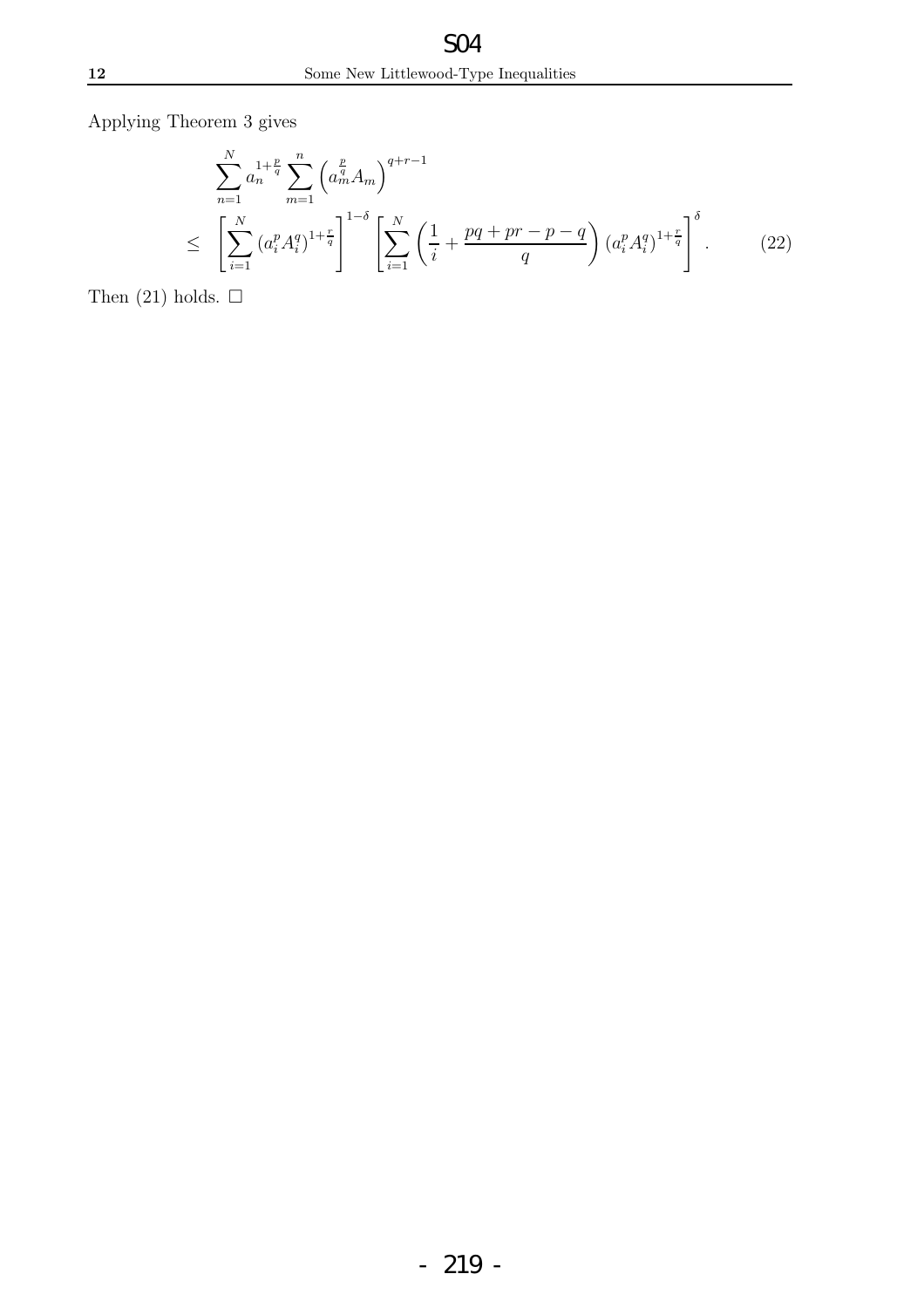Applying Theorem 3 gives

$$
\begin{aligned}
& \sum_{n=1}^{N} a_n^{1+\frac{p}{q}} \sum_{m=1}^{n} \left( a_m^{\frac{p}{q}} A_m \right)^{q+r-1} \\
\leq \quad & \left[ \sum_{i=1}^{N} (a_i^p A_i^q)^{1+\frac{r}{q}} \right]^{1-\delta} \left[ \sum_{i=1}^{N} \left( \frac{1}{i} + \frac{pq+pr-p-q}{q} \right) (a_i^p A_i^q)^{1+\frac{r}{q}} \right]^{\delta}. \qquad (22)
\end{aligned}
$$

Then (21) holds. □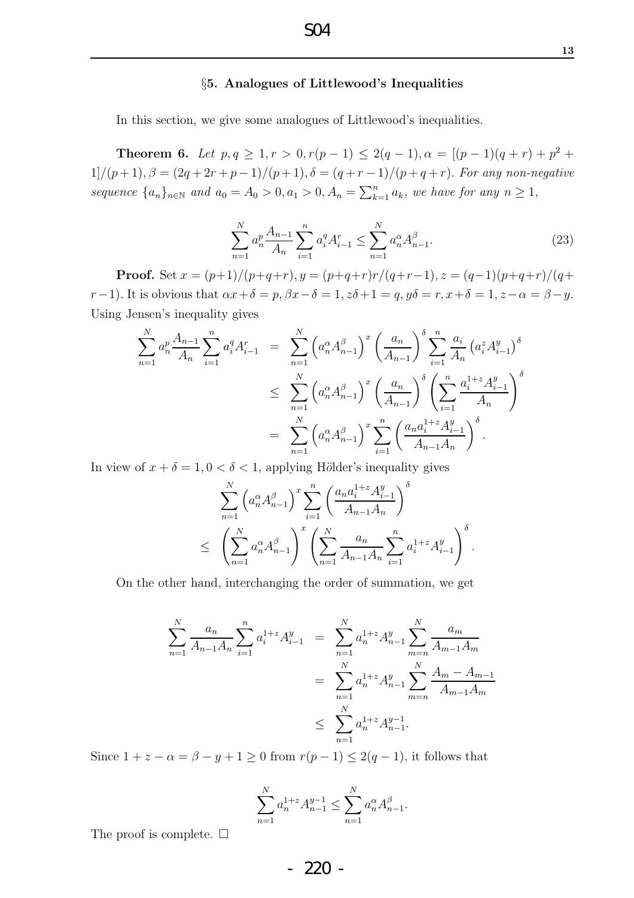## §5. Analogues of Littlewood's Inequalities

In this section, we give some analogues of Littlewood's inequalities.

**Theorem 6.** *Let $p, q \geq 1, r > 0, r(p-1) \leq 2(q-1), \alpha = [(p-1)(q+r)+p^2+1]/(p+1), \beta = (2q+2r+p-1)/(p+1), \delta = (q+r-1)/(p+q+r)$. For any non-negative sequence $\{a_n\}_{n\in\mathbb{N}}$ and $a_0 = A_0 > 0, a_1 > 0, A_n = \sum_{k=1}^{n} a_k$, we have for any $n \geq 1$,*

$$\sum_{n=1}^{N} a_n^p \frac{A_{n-1}}{A_n} \sum_{i=1}^{n} a_i^q A_{i-1}^r \leq \sum_{n=1}^{N} a_n^\alpha A_{n-1}^\beta. \tag{23}$$

**Proof.** Set $x = (p+1)/(p+q+r), y = (p+q+r)r/(q+r-1), z = (q-1)(p+q+r)/(q+r-1)$. It is obvious that $\alpha x + \delta = p, \beta x - \delta = 1, z\delta + 1 = q, y\delta = r, x + \delta = 1, z - \alpha = \beta - y$. Using Jensen's inequality gives

$$\begin{aligned}
\sum_{n=1}^{N} a_n^p \frac{A_{n-1}}{A_n} \sum_{i=1}^{n} a_i^q A_{i-1}^r &= \sum_{n=1}^{N} \left(a_n^\alpha A_{n-1}^\beta\right)^x \left(\frac{a_n}{A_{n-1}}\right)^\delta \sum_{i=1}^{n} \frac{a_i}{A_n} \left(a_i^z A_{i-1}^y\right)^\delta \\
&\leq \sum_{n=1}^{N} \left(a_n^\alpha A_{n-1}^\beta\right)^x \left(\frac{a_n}{A_{n-1}}\right)^\delta \left(\sum_{i=1}^{n} \frac{a_i^{1+z} A_{i-1}^y}{A_n}\right)^\delta \\
&= \sum_{n=1}^{N} \left(a_n^\alpha A_{n-1}^\beta\right)^x \sum_{i=1}^{n} \left(\frac{a_n a_i^{1+z} A_{i-1}^y}{A_{n-1} A_n}\right)^\delta.
\end{aligned}$$

In view of $x + \delta = 1, 0 < \delta < 1$, applying Hölder's inequality gives

$$\begin{aligned}
&\sum_{n=1}^{N} \left(a_n^\alpha A_{n-1}^\beta\right)^x \sum_{i=1}^{n} \left(\frac{a_n a_i^{1+z} A_{i-1}^y}{A_{n-1} A_n}\right)^\delta \\
\leq \; &\left(\sum_{n=1}^{N} a_n^\alpha A_{n-1}^\beta\right)^x \left(\sum_{n=1}^{N} \frac{a_n}{A_{n-1} A_n} \sum_{i=1}^{n} a_i^{1+z} A_{i-1}^y\right)^\delta.
\end{aligned}$$

On the other hand, interchanging the order of summation, we get

$$\begin{aligned}
\sum_{n=1}^{N} \frac{a_n}{A_{n-1} A_n} \sum_{i=1}^{n} a_i^{1+z} A_{i-1}^y &= \sum_{n=1}^{N} a_n^{1+z} A_{n-1}^y \sum_{m=n}^{N} \frac{a_m}{A_{m-1} A_m} \\
&= \sum_{n=1}^{N} a_n^{1+z} A_{n-1}^y \sum_{m=n}^{N} \frac{A_m - A_{m-1}}{A_{m-1} A_m} \\
&\leq \sum_{n=1}^{N} a_n^{1+z} A_{n-1}^{y-1}.
\end{aligned}$$

Since $1 + z - \alpha = \beta - y + 1 \geq 0$ from $r(p-1) \leq 2(q-1)$, it follows that

$$\sum_{n=1}^{N} a_n^{1+z} A_{n-1}^{y-1} \leq \sum_{n=1}^{N} a_n^\alpha A_{n-1}^\beta.$$

The proof is complete. $\square$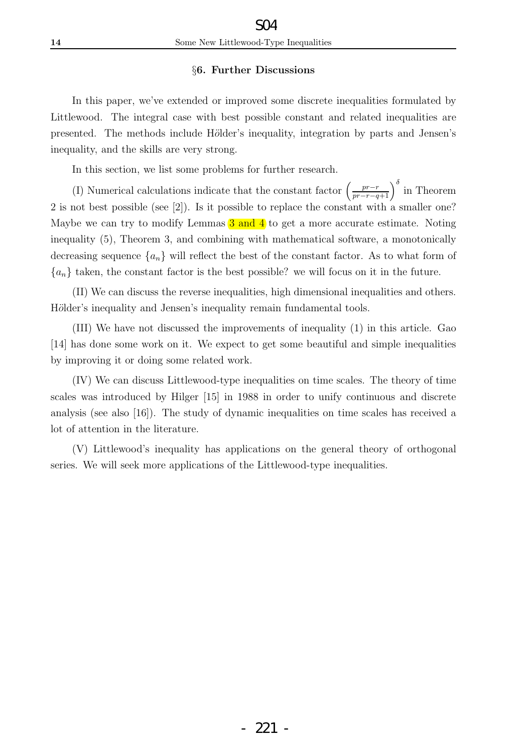## §6. Further Discussions

In this paper, we've extended or improved some discrete inequalities formulated by Littlewood. The integral case with best possible constant and related inequalities are presented. The methods include Hölder's inequality, integration by parts and Jensen's inequality, and the skills are very strong.

In this section, we list some problems for further research.

(I) Numerical calculations indicate that the constant factor $\left(\frac{pr-r}{pr-r-q+1}\right)^{\delta}$ in Theorem 2 is not best possible (see [2]). Is it possible to replace the constant with a smaller one? Maybe we can try to modify Lemmas 3 and 4 to get a more accurate estimate. Noting inequality (5), Theorem 3, and combining with mathematical software, a monotonically decreasing sequence $\{a_n\}$ will reflect the best of the constant factor. As to what form of $\{a_n\}$ taken, the constant factor is the best possible? we will focus on it in the future.

(II) We can discuss the reverse inequalities, high dimensional inequalities and others. Hölder's inequality and Jensen's inequality remain fundamental tools.

(III) We have not discussed the improvements of inequality (1) in this article. Gao [14] has done some work on it. We expect to get some beautiful and simple inequalities by improving it or doing some related work.

(IV) We can discuss Littlewood-type inequalities on time scales. The theory of time scales was introduced by Hilger [15] in 1988 in order to unify continuous and discrete analysis (see also [16]). The study of dynamic inequalities on time scales has received a lot of attention in the literature.

(V) Littlewood's inequality has applications on the general theory of orthogonal series. We will seek more applications of the Littlewood-type inequalities.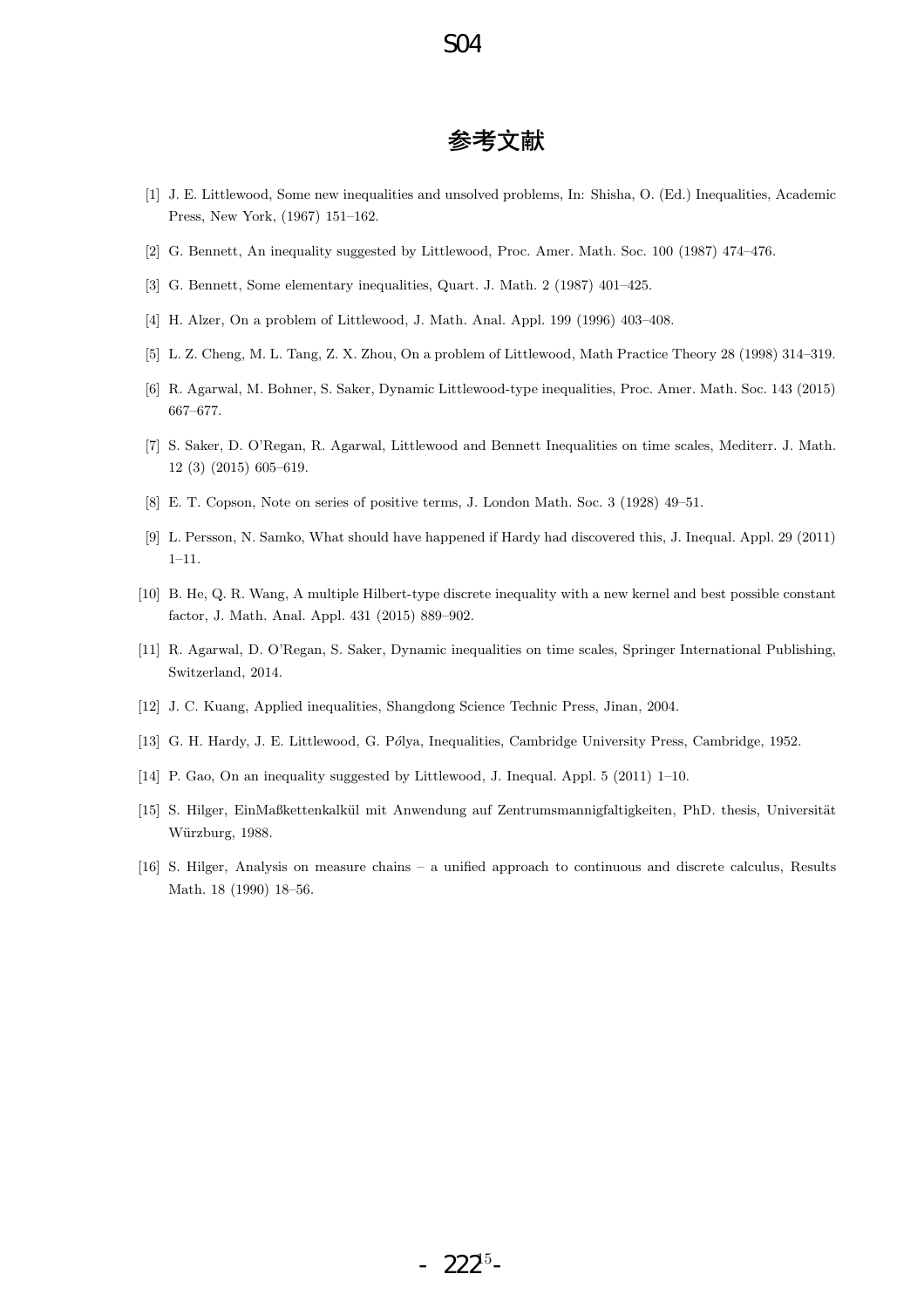# 参考文献

[1] J. E. Littlewood, Some new inequalities and unsolved problems, In: Shisha, O. (Ed.) Inequalities, Academic Press, New York, (1967) 151–162.

[2] G. Bennett, An inequality suggested by Littlewood, Proc. Amer. Math. Soc. 100 (1987) 474–476.

[3] G. Bennett, Some elementary inequalities, Quart. J. Math. 2 (1987) 401–425.

[4] H. Alzer, On a problem of Littlewood, J. Math. Anal. Appl. 199 (1996) 403–408.

[5] L. Z. Cheng, M. L. Tang, Z. X. Zhou, On a problem of Littlewood, Math Practice Theory 28 (1998) 314–319.

[6] R. Agarwal, M. Bohner, S. Saker, Dynamic Littlewood-type inequalities, Proc. Amer. Math. Soc. 143 (2015) 667–677.

[7] S. Saker, D. O'Regan, R. Agarwal, Littlewood and Bennett Inequalities on time scales, Mediterr. J. Math. 12 (3) (2015) 605–619.

[8] E. T. Copson, Note on series of positive terms, J. London Math. Soc. 3 (1928) 49–51.

[9] L. Persson, N. Samko, What should have happened if Hardy had discovered this, J. Inequal. Appl. 29 (2011) 1–11.

[10] B. He, Q. R. Wang, A multiple Hilbert-type discrete inequality with a new kernel and best possible constant factor, J. Math. Anal. Appl. 431 (2015) 889–902.

[11] R. Agarwal, D. O'Regan, S. Saker, Dynamic inequalities on time scales, Springer International Publishing, Switzerland, 2014.

[12] J. C. Kuang, Applied inequalities, Shangdong Science Technic Press, Jinan, 2004.

[13] G. H. Hardy, J. E. Littlewood, G. Pólya, Inequalities, Cambridge University Press, Cambridge, 1952.

[14] P. Gao, On an inequality suggested by Littlewood, J. Inequal. Appl. 5 (2011) 1–10.

[15] S. Hilger, EinMaßkettenkalkül mit Anwendung auf Zentrumsmannigfaltigkeiten, PhD. thesis, Universität Würzburg, 1988.

[16] S. Hilger, Analysis on measure chains – a unified approach to continuous and discrete calculus, Results Math. 18 (1990) 18–56.